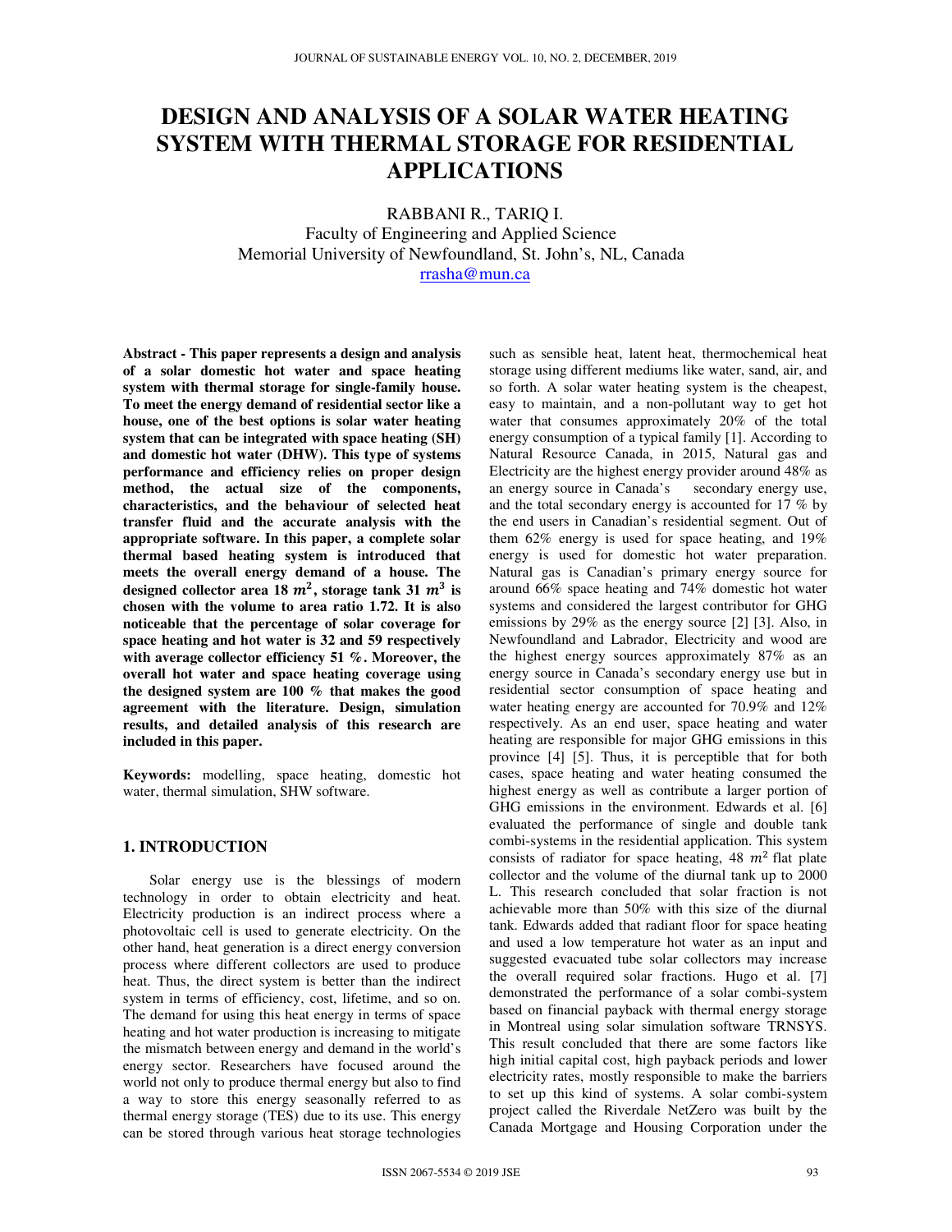# DESIGN AND ANALYSIS OF A SOLAR WATER HEATING SYSTEM WITH THERMAL STORAGE FOR RESIDENTIAL APPLICATIONS

RABBANI R., TARIQ I.
Faculty of Engineering and Applied Science
Memorial University of Newfoundland, St. John's, NL, Canada
rrasha@mun.ca

**Abstract - This paper represents a design and analysis of a solar domestic hot water and space heating system with thermal storage for single-family house. To meet the energy demand of residential sector like a house, one of the best options is solar water heating system that can be integrated with space heating (SH) and domestic hot water (DHW). This type of systems performance and efficiency relies on proper design method, the actual size of the components, characteristics, and the behaviour of selected heat transfer fluid and the accurate analysis with the appropriate software. In this paper, a complete solar thermal based heating system is introduced that meets the overall energy demand of a house. The designed collector area 18 $m^2$, storage tank 31 $m^3$ is chosen with the volume to area ratio 1.72. It is also noticeable that the percentage of solar coverage for space heating and hot water is 32 and 59 respectively with average collector efficiency 51 %. Moreover, the overall hot water and space heating coverage using the designed system are 100 % that makes the good agreement with the literature. Design, simulation results, and detailed analysis of this research are included in this paper.**

**Keywords:** modelling, space heating, domestic hot water, thermal simulation, SHW software.

## 1. INTRODUCTION

Solar energy use is the blessings of modern technology in order to obtain electricity and heat. Electricity production is an indirect process where a photovoltaic cell is used to generate electricity. On the other hand, heat generation is a direct energy conversion process where different collectors are used to produce heat. Thus, the direct system is better than the indirect system in terms of efficiency, cost, lifetime, and so on. The demand for using this heat energy in terms of space heating and hot water production is increasing to mitigate the mismatch between energy and demand in the world's energy sector. Researchers have focused around the world not only to produce thermal energy but also to find a way to store this energy seasonally referred to as thermal energy storage (TES) due to its use. This energy can be stored through various heat storage technologies such as sensible heat, latent heat, thermochemical heat storage using different mediums like water, sand, air, and so forth. A solar water heating system is the cheapest, easy to maintain, and a non-pollutant way to get hot water that consumes approximately 20% of the total energy consumption of a typical family [1]. According to Natural Resource Canada, in 2015, Natural gas and Electricity are the highest energy provider around 48% as an energy source in Canada's secondary energy use, and the total secondary energy is accounted for 17 % by the end users in Canadian's residential segment. Out of them 62% energy is used for space heating, and 19% energy is used for domestic hot water preparation. Natural gas is Canadian's primary energy source for around 66% space heating and 74% domestic hot water systems and considered the largest contributor for GHG emissions by 29% as the energy source [2] [3]. Also, in Newfoundland and Labrador, Electricity and wood are the highest energy sources approximately 87% as an energy source in Canada's secondary energy use but in residential sector consumption of space heating and water heating energy are accounted for 70.9% and 12% respectively. As an end user, space heating and water heating are responsible for major GHG emissions in this province [4] [5]. Thus, it is perceptible that for both cases, space heating and water heating consumed the highest energy as well as contribute a larger portion of GHG emissions in the environment. Edwards et al. [6] evaluated the performance of single and double tank combi-systems in the residential application. This system consists of radiator for space heating, 48 $m^2$ flat plate collector and the volume of the diurnal tank up to 2000 L. This research concluded that solar fraction is not achievable more than 50% with this size of the diurnal tank. Edwards added that radiant floor for space heating and used a low temperature hot water as an input and suggested evacuated tube solar collectors may increase the overall required solar fractions. Hugo et al. [7] demonstrated the performance of a solar combi-system based on financial payback with thermal energy storage in Montreal using solar simulation software TRNSYS. This result concluded that there are some factors like high initial capital cost, high payback periods and lower electricity rates, mostly responsible to make the barriers to set up this kind of systems. A solar combi-system project called the Riverdale NetZero was built by the Canada Mortgage and Housing Corporation under the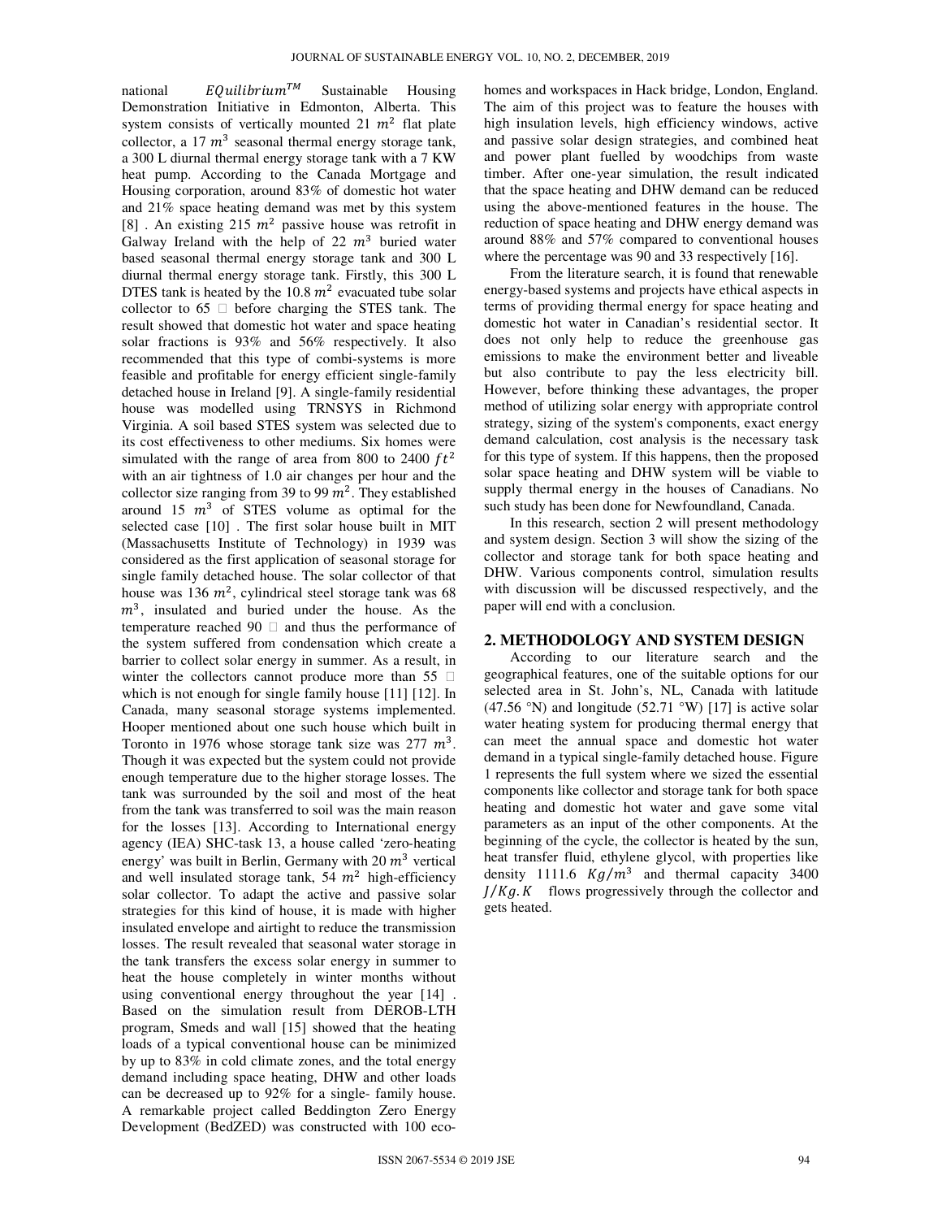national $EQuilibrium^{TM}$ Sustainable Housing Demonstration Initiative in Edmonton, Alberta. This system consists of vertically mounted 21 $m^2$ flat plate collector, a 17 $m^3$ seasonal thermal energy storage tank, a 300 L diurnal thermal energy storage tank with a 7 KW heat pump. According to the Canada Mortgage and Housing corporation, around 83% of domestic hot water and 21% space heating demand was met by this system [8] . An existing 215 $m^2$ passive house was retrofit in Galway Ireland with the help of 22 $m^3$ buried water based seasonal thermal energy storage tank and 300 L diurnal thermal energy storage tank. Firstly, this 300 L DTES tank is heated by the 10.8 $m^2$ evacuated tube solar collector to 65 ℃ before charging the STES tank. The result showed that domestic hot water and space heating solar fractions is 93% and 56% respectively. It also recommended that this type of combi-systems is more feasible and profitable for energy efficient single-family detached house in Ireland [9]. A single-family residential house was modelled using TRNSYS in Richmond Virginia. A soil based STES system was selected due to its cost effectiveness to other mediums. Six homes were simulated with the range of area from 800 to 2400 $ft^2$ with an air tightness of 1.0 air changes per hour and the collector size ranging from 39 to 99 $m^2$. They established around 15 $m^3$ of STES volume as optimal for the selected case [10] . The first solar house built in MIT (Massachusetts Institute of Technology) in 1939 was considered as the first application of seasonal storage for single family detached house. The solar collector of that house was 136 $m^2$, cylindrical steel storage tank was 68 $m^3$, insulated and buried under the house. As the temperature reached 90 ℃ and thus the performance of the system suffered from condensation which create a barrier to collect solar energy in summer. As a result, in winter the collectors cannot produce more than 55 ℃ which is not enough for single family house [11] [12]. In Canada, many seasonal storage systems implemented. Hooper mentioned about one such house which built in Toronto in 1976 whose storage tank size was 277 $m^3$. Though it was expected but the system could not provide enough temperature due to the higher storage losses. The tank was surrounded by the soil and most of the heat from the tank was transferred to soil was the main reason for the losses [13]. According to International energy agency (IEA) SHC-task 13, a house called 'zero-heating energy' was built in Berlin, Germany with 20 $m^3$ vertical and well insulated storage tank, 54 $m^2$ high-efficiency solar collector. To adapt the active and passive solar strategies for this kind of house, it is made with higher insulated envelope and airtight to reduce the transmission losses. The result revealed that seasonal water storage in the tank transfers the excess solar energy in summer to heat the house completely in winter months without using conventional energy throughout the year [14] . Based on the simulation result from DEROB-LTH program, Smeds and wall [15] showed that the heating loads of a typical conventional house can be minimized by up to 83% in cold climate zones, and the total energy demand including space heating, DHW and other loads can be decreased up to 92% for a single- family house. A remarkable project called Beddington Zero Energy Development (BedZED) was constructed with 100 eco-homes and workspaces in Hack bridge, London, England. The aim of this project was to feature the houses with high insulation levels, high efficiency windows, active and passive solar design strategies, and combined heat and power plant fuelled by woodchips from waste timber. After one-year simulation, the result indicated that the space heating and DHW demand can be reduced using the above-mentioned features in the house. The reduction of space heating and DHW energy demand was around 88% and 57% compared to conventional houses where the percentage was 90 and 33 respectively [16].

From the literature search, it is found that renewable energy-based systems and projects have ethical aspects in terms of providing thermal energy for space heating and domestic hot water in Canadian's residential sector. It does not only help to reduce the greenhouse gas emissions to make the environment better and liveable but also contribute to pay the less electricity bill. However, before thinking these advantages, the proper method of utilizing solar energy with appropriate control strategy, sizing of the system's components, exact energy demand calculation, cost analysis is the necessary task for this type of system. If this happens, then the proposed solar space heating and DHW system will be viable to supply thermal energy in the houses of Canadians. No such study has been done for Newfoundland, Canada.

In this research, section 2 will present methodology and system design. Section 3 will show the sizing of the collector and storage tank for both space heating and DHW. Various components control, simulation results with discussion will be discussed respectively, and the paper will end with a conclusion.

## 2. METHODOLOGY AND SYSTEM DESIGN

According to our literature search and the geographical features, one of the suitable options for our selected area in St. John's, NL, Canada with latitude (47.56 °N) and longitude (52.71 °W) [17] is active solar water heating system for producing thermal energy that can meet the annual space and domestic hot water demand in a typical single-family detached house. Figure 1 represents the full system where we sized the essential components like collector and storage tank for both space heating and domestic hot water and gave some vital parameters as an input of the other components. At the beginning of the cycle, the collector is heated by the sun, heat transfer fluid, ethylene glycol, with properties like density 1111.6 $Kg/m^3$ and thermal capacity 3400 $J/Kg.K$ flows progressively through the collector and gets heated.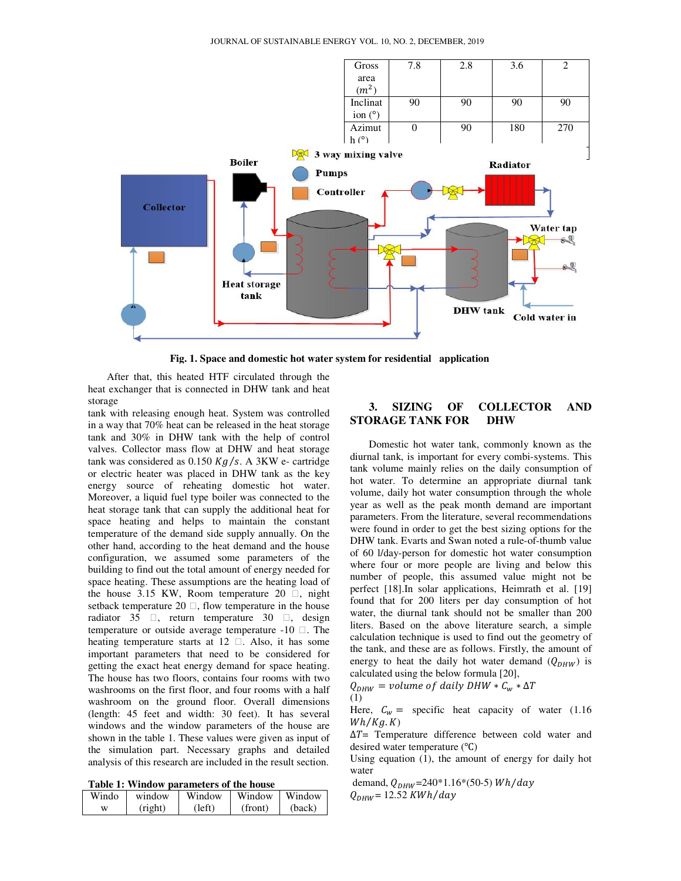| Window | window (right) | Window (left) | Window (front) | Window (back) |
|---|---|---|---|---|
| Gross area ($m^2$) | 7.8 | 2.8 | 3.6 | 2 |
| Inclination (°) | 90 | 90 | 90 | 90 |
| Azimuth (°) | 0 | 90 | 180 | 270 |

**Fig. 1. Space and domestic hot water system for residential application**

After that, this heated HTF circulated through the heat exchanger that is connected in DHW tank and heat storage tank with releasing enough heat. System was controlled in a way that 70% heat can be released in the heat storage tank and 30% in DHW tank with the help of control valves. Collector mass flow at DHW and heat storage tank was considered as 0.150 $Kg/s$. A 3KW e- cartridge or electric heater was placed in DHW tank as the key energy source of reheating domestic hot water. Moreover, a liquid fuel type boiler was connected to the heat storage tank that can supply the additional heat for space heating and helps to maintain the constant temperature of the demand side supply annually. On the other hand, according to the heat demand and the house configuration, we assumed some parameters of the building to find out the total amount of energy needed for space heating. These assumptions are the heating load of the house 3.15 KW, Room temperature 20 □, night setback temperature 20 □, flow temperature in the house radiator 35 □, return temperature 30 □, design temperature or outside average temperature -10 □. The heating temperature starts at 12 □. Also, it has some important parameters that need to be considered for getting the exact heat energy demand for space heating. The house has two floors, contains four rooms with two washrooms on the first floor, and four rooms with a half washroom on the ground floor. Overall dimensions (length: 45 feet and width: 30 feet). It has several windows and the window parameters of the house are shown in the table 1. These values were given as input of the simulation part. Necessary graphs and detailed analysis of this research are included in the result section.

**Table 1: Window parameters of the house**

## 3. SIZING OF COLLECTOR AND STORAGE TANK FOR DHW

Domestic hot water tank, commonly known as the diurnal tank, is important for every combi-systems. This tank volume mainly relies on the daily consumption of hot water. To determine an appropriate diurnal tank volume, daily hot water consumption through the whole year as well as the peak month demand are important parameters. From the literature, several recommendations were found in order to get the best sizing options for the DHW tank. Evarts and Swan noted a rule-of-thumb value of 60 l/day-person for domestic hot water consumption where four or more people are living and below this number of people, this assumed value might not be perfect [18].In solar applications, Heimrath et al. [19] found that for 200 liters per day consumption of hot water, the diurnal tank should not be smaller than 200 liters. Based on the above literature search, a simple calculation technique is used to find out the geometry of the tank, and these are as follows. Firstly, the amount of energy to heat the daily hot water demand ($Q_{DHW}$) is calculated using the below formula [20],

$$Q_{DHW} = volume\ of\ daily\ DHW * C_w * \Delta T \quad (1)$$

Here, $C_w =$ specific heat capacity of water (1.16 $Wh/Kg.K$)

$\Delta T$= Temperature difference between cold water and desired water temperature (℃)

Using equation (1), the amount of energy for daily hot water demand, $Q_{DHW}$=240*1.16*(50-5) $Wh/day$

$Q_{DHW}$= 12.52 $KWh/day$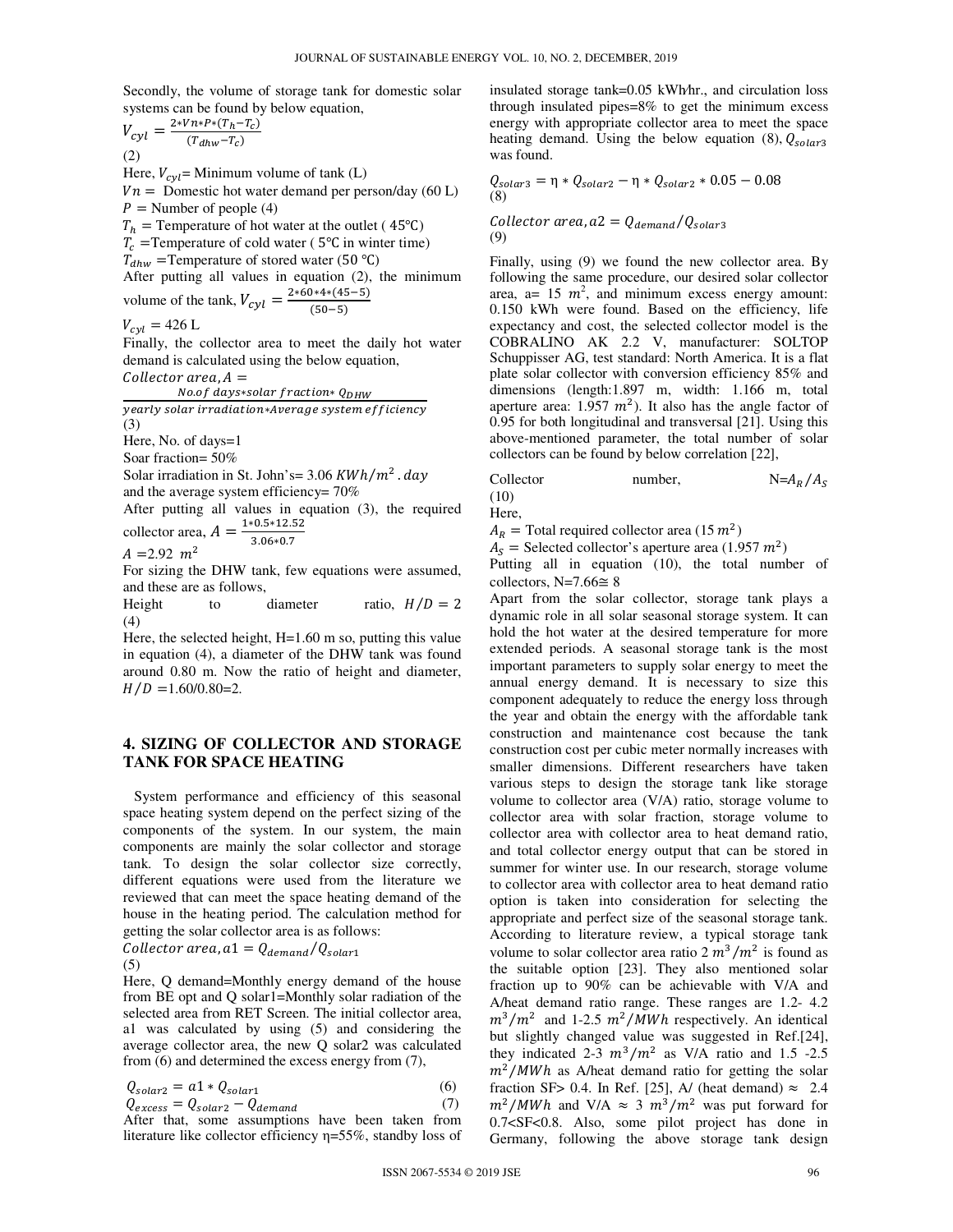Secondly, the volume of storage tank for domestic solar systems can be found by below equation,

$$V_{cyl} = \frac{2*Vn*P*(T_h-T_c)}{(T_{dhw}-T_c)}$$
(2)

Here, $V_{cyl}$= Minimum volume of tank (L)

$Vn =$ Domestic hot water demand per person/day (60 L)

$P =$ Number of people (4)

$T_h =$ Temperature of hot water at the outlet ( 45℃)

$T_c$ =Temperature of cold water ( 5℃ in winter time)

$T_{dhw}$ =Temperature of stored water (50 ℃)

After putting all values in equation (2), the minimum volume of the tank, $V_{cyl} = \frac{2*60*4*(45-5)}{(50-5)}$

$V_{cyl}$ = 426 L

Finally, the collector area to meet the daily hot water demand is calculated using the below equation,

$$Collector\ area, A = \frac{No.of\ days*solar\ fraction*\ Q_{DHW}}{yearly\ solar\ irradiation*Average\ system\ efficiency}$$
(3)

Here, No. of days=1

Soar fraction= 50%

Solar irradiation in St. John's= 3.06 $KWh/m^2.day$

and the average system efficiency= 70%

After putting all values in equation (3), the required collector area, $A = \frac{1*0.5*12.52}{3.06*0.7}$

$A$ =2.92 $m^2$

For sizing the DHW tank, few equations were assumed, and these are as follows,

Height to diameter ratio, $H/D = 2$
(4)

Here, the selected height, H=1.60 m so, putting this value in equation (4), a diameter of the DHW tank was found around 0.80 m. Now the ratio of height and diameter, $H/D$ =1.60/0.80=2.

## 4. SIZING OF COLLECTOR AND STORAGE TANK FOR SPACE HEATING

System performance and efficiency of this seasonal space heating system depend on the perfect sizing of the components of the system. In our system, the main components are mainly the solar collector and storage tank. To design the solar collector size correctly, different equations were used from the literature we reviewed that can meet the space heating demand of the house in the heating period. The calculation method for getting the solar collector area is as follows:

$$Collector\ area, a1 = Q_{demand}/Q_{solar1}$$
(5)

Here, Q demand=Monthly energy demand of the house from BE opt and Q solar1=Monthly solar radiation of the selected area from RET Screen. The initial collector area, a1 was calculated by using (5) and considering the average collector area, the new Q solar2 was calculated from (6) and determined the excess energy from (7),

$$Q_{solar2} = a1 * Q_{solar1} \quad (6)$$

$$Q_{excess} = Q_{solar2} - Q_{demand} \quad (7)$$

After that, some assumptions have been taken from literature like collector efficiency η=55%, standby loss of insulated storage tank=0.05 kWh/hr., and circulation loss through insulated pipes=8% to get the minimum excess energy with appropriate collector area to meet the space heating demand. Using the below equation (8), $Q_{solar3}$ was found.

$$Q_{solar3} = \eta * Q_{solar2} - \eta * Q_{solar2} * 0.05 - 0.08$$
(8)

$$Collector\ area, a2 = Q_{demand}/Q_{solar3}$$
(9)

Finally, using (9) we found the new collector area. By following the same procedure, our desired solar collector area, a= 15 $m^2$, and minimum excess energy amount: 0.150 kWh were found. Based on the efficiency, life expectancy and cost, the selected collector model is the COBRALINO AK 2.2 V, manufacturer: SOLTOP Schuppisser AG, test standard: North America. It is a flat plate solar collector with conversion efficiency 85% and dimensions (length:1.897 m, width: 1.166 m, total aperture area: 1.957 $m^2$). It also has the angle factor of 0.95 for both longitudinal and transversal [21]. Using this above-mentioned parameter, the total number of solar collectors can be found by below correlation [22],

Collector number, $N=A_R/A_S$
(10)

Here,

$A_R =$ Total required collector area (15 $m^2$)

$A_S =$ Selected collector's aperture area (1.957 $m^2$)

Putting all in equation (10), the total number of collectors, N=7.66≅ 8

Apart from the solar collector, storage tank plays a dynamic role in all solar seasonal storage system. It can hold the hot water at the desired temperature for more extended periods. A seasonal storage tank is the most important parameters to supply solar energy to meet the annual energy demand. It is necessary to size this component adequately to reduce the energy loss through the year and obtain the energy with the affordable tank construction and maintenance cost because the tank construction cost per cubic meter normally increases with smaller dimensions. Different researchers have taken various steps to design the storage tank like storage volume to collector area (V/A) ratio, storage volume to collector area with solar fraction, storage volume to collector area with collector area to heat demand ratio, and total collector energy output that can be stored in summer for winter use. In our research, storage volume to collector area with collector area to heat demand ratio option is taken into consideration for selecting the appropriate and perfect size of the seasonal storage tank. According to literature review, a typical storage tank volume to solar collector area ratio 2 $m^3/m^2$ is found as the suitable option [23]. They also mentioned solar fraction up to 90% can be achievable with V/A and A/heat demand ratio range. These ranges are 1.2- 4.2 $m^3/m^2$ and 1-2.5 $m^2/MWh$ respectively. An identical but slightly changed value was suggested in Ref.[24], they indicated 2-3 $m^3/m^2$ as V/A ratio and 1.5 -2.5 $m^2/MWh$ as A/heat demand ratio for getting the solar fraction SF> 0.4. In Ref. [25], A/ (heat demand) ≈ 2.4 $m^2/MWh$ and V/A ≈ 3 $m^3/m^2$ was put forward for 0.7<SF<0.8. Also, some pilot project has done in Germany, following the above storage tank design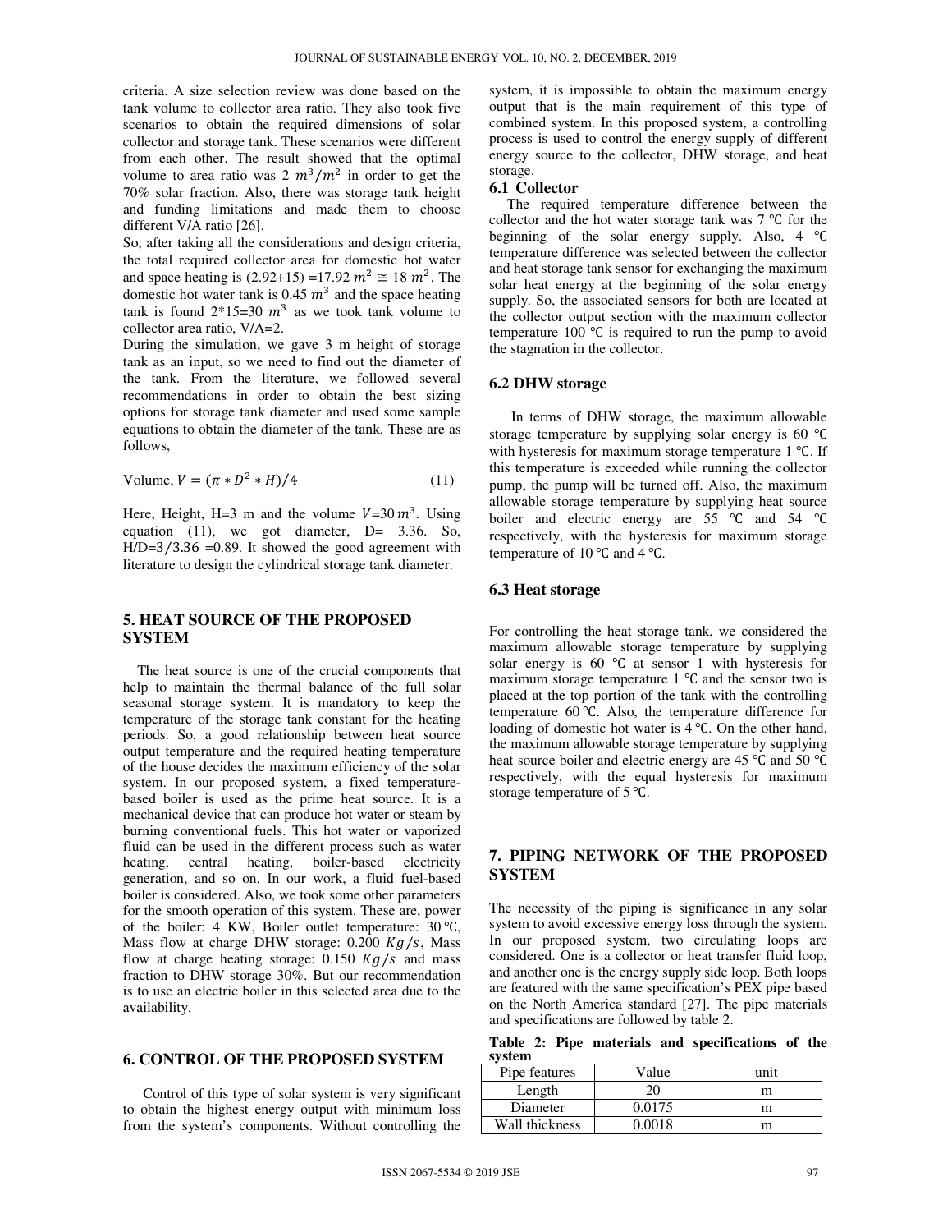criteria. A size selection review was done based on the tank volume to collector area ratio. They also took five scenarios to obtain the required dimensions of solar collector and storage tank. These scenarios were different from each other. The result showed that the optimal volume to area ratio was 2 $m^3/m^2$ in order to get the 70% solar fraction. Also, there was storage tank height and funding limitations and made them to choose different V/A ratio [26].

So, after taking all the considerations and design criteria, the total required collector area for domestic hot water and space heating is (2.92+15) =17.92 $m^2 \cong 18\ m^2$. The domestic hot water tank is 0.45 $m^3$ and the space heating tank is found 2*15=30 $m^3$ as we took tank volume to collector area ratio, V/A=2.

During the simulation, we gave 3 m height of storage tank as an input, so we need to find out the diameter of the tank. From the literature, we followed several recommendations in order to obtain the best sizing options for storage tank diameter and used some sample equations to obtain the diameter of the tank. These are as follows,

$$\text{Volume, } V = (\pi * D^2 * H)/4 \tag{11}$$

Here, Height, H=3 m and the volume $V$=30 $m^3$. Using equation (11), we got diameter, D= 3.36. So, H/D=3/3.36 =0.89. It showed the good agreement with literature to design the cylindrical storage tank diameter.

## 5. HEAT SOURCE OF THE PROPOSED SYSTEM

The heat source is one of the crucial components that help to maintain the thermal balance of the full solar seasonal storage system. It is mandatory to keep the temperature of the storage tank constant for the heating periods. So, a good relationship between heat source output temperature and the required heating temperature of the house decides the maximum efficiency of the solar system. In our proposed system, a fixed temperature-based boiler is used as the prime heat source. It is a mechanical device that can produce hot water or steam by burning conventional fuels. This hot water or vaporized fluid can be used in the different process such as water heating, central heating, boiler-based electricity generation, and so on. In our work, a fluid fuel-based boiler is considered. Also, we took some other parameters for the smooth operation of this system. These are, power of the boiler: 4 KW, Boiler outlet temperature: 30 ℃, Mass flow at charge DHW storage: 0.200 $Kg/s$, Mass flow at charge heating storage: 0.150 $Kg/s$ and mass fraction to DHW storage 30%. But our recommendation is to use an electric boiler in this selected area due to the availability.

## 6. CONTROL OF THE PROPOSED SYSTEM

Control of this type of solar system is very significant to obtain the highest energy output with minimum loss from the system's components. Without controlling the system, it is impossible to obtain the maximum energy output that is the main requirement of this type of combined system. In this proposed system, a controlling process is used to control the energy supply of different energy source to the collector, DHW storage, and heat storage.

### 6.1 Collector

The required temperature difference between the collector and the hot water storage tank was 7 ℃ for the beginning of the solar energy supply. Also, 4 ℃ temperature difference was selected between the collector and heat storage tank sensor for exchanging the maximum solar heat energy at the beginning of the solar energy supply. So, the associated sensors for both are located at the collector output section with the maximum collector temperature 100 ℃ is required to run the pump to avoid the stagnation in the collector.

### 6.2 DHW storage

In terms of DHW storage, the maximum allowable storage temperature by supplying solar energy is 60 ℃ with hysteresis for maximum storage temperature 1 ℃. If this temperature is exceeded while running the collector pump, the pump will be turned off. Also, the maximum allowable storage temperature by supplying heat source boiler and electric energy are 55 ℃ and 54 ℃ respectively, with the hysteresis for maximum storage temperature of 10 ℃ and 4 ℃.

### 6.3 Heat storage

For controlling the heat storage tank, we considered the maximum allowable storage temperature by supplying solar energy is 60 ℃ at sensor 1 with hysteresis for maximum storage temperature 1 ℃ and the sensor two is placed at the top portion of the tank with the controlling temperature 60 ℃. Also, the temperature difference for loading of domestic hot water is 4 ℃. On the other hand, the maximum allowable storage temperature by supplying heat source boiler and electric energy are 45 ℃ and 50 ℃ respectively, with the equal hysteresis for maximum storage temperature of 5 ℃.

## 7. PIPING NETWORK OF THE PROPOSED SYSTEM

The necessity of the piping is significance in any solar system to avoid excessive energy loss through the system. In our proposed system, two circulating loops are considered. One is a collector or heat transfer fluid loop, and another one is the energy supply side loop. Both loops are featured with the same specification's PEX pipe based on the North America standard [27]. The pipe materials and specifications are followed by table 2.

**Table 2: Pipe materials and specifications of the system**

| Pipe features | Value | unit |
|---|---|---|
| Length | 20 | m |
| Diameter | 0.0175 | m |
| Wall thickness | 0.0018 | m |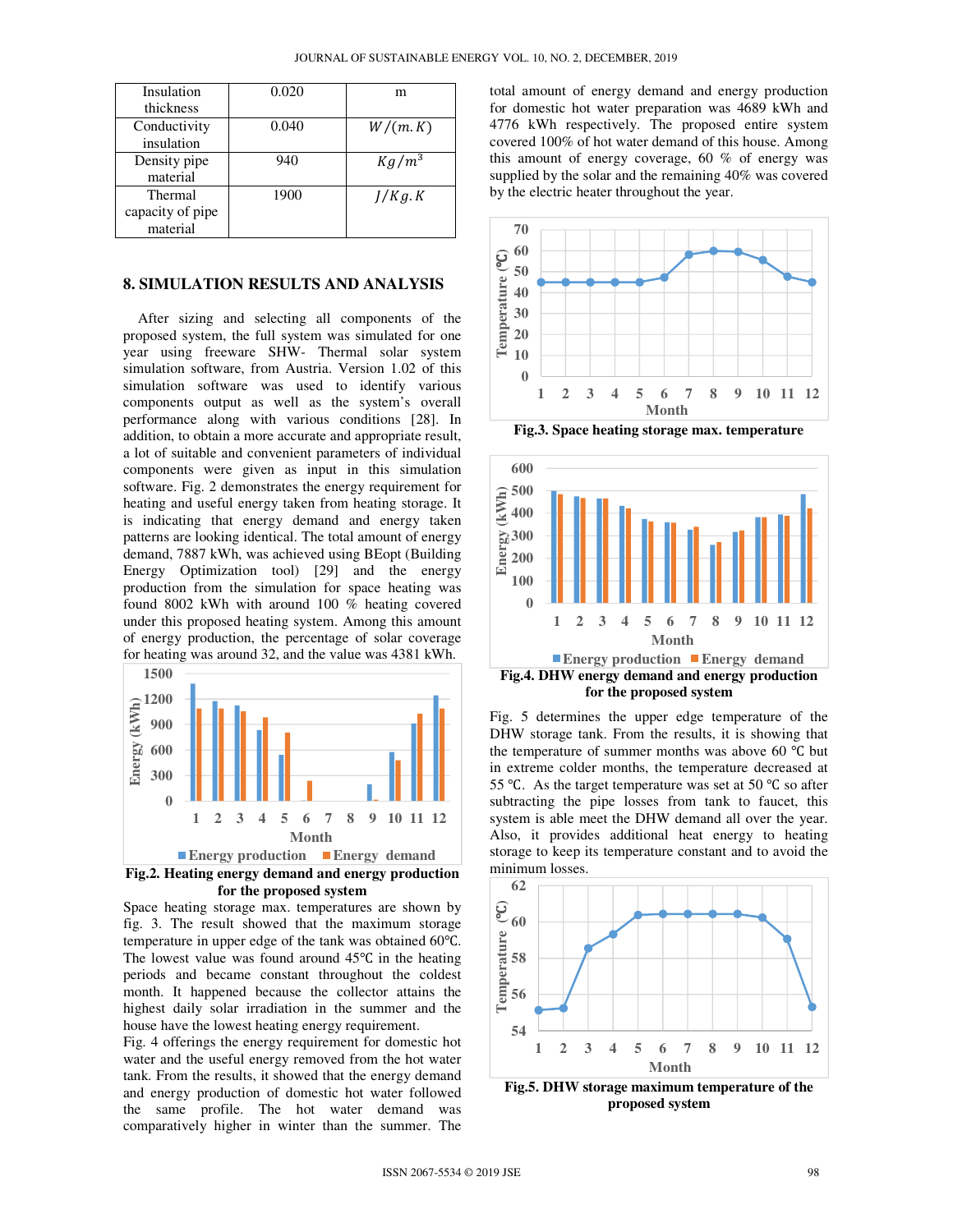| Insulation thickness | 0.020 | m |
|---|---|---|
| Conductivity insulation | 0.040 | $W/(m.K)$ |
| Density pipe material | 940 | $Kg/m^3$ |
| Thermal capacity of pipe material | 1900 | $J/Kg.K$ |

## 8. SIMULATION RESULTS AND ANALYSIS

After sizing and selecting all components of the proposed system, the full system was simulated for one year using freeware SHW- Thermal solar system simulation software, from Austria. Version 1.02 of this simulation software was used to identify various components output as well as the system's overall performance along with various conditions [28]. In addition, to obtain a more accurate and appropriate result, a lot of suitable and convenient parameters of individual components were given as input in this simulation software. Fig. 2 demonstrates the energy requirement for heating and useful energy taken from heating storage. It is indicating that energy demand and energy taken patterns are looking identical. The total amount of energy demand, 7887 kWh, was achieved using BEopt (Building Energy Optimization tool) [29] and the energy production from the simulation for space heating was found 8002 kWh with around 100 % heating covered under this proposed heating system. Among this amount of energy production, the percentage of solar coverage for heating was around 32, and the value was 4381 kWh.

Fig.2. Heating energy demand and energy production for the proposed system

Space heating storage max. temperatures are shown by fig. 3. The result showed that the maximum storage temperature in upper edge of the tank was obtained 60℃. The lowest value was found around 45℃ in the heating periods and became constant throughout the coldest month. It happened because the collector attains the highest daily solar irradiation in the summer and the house have the lowest heating energy requirement.

Fig. 4 offerings the energy requirement for domestic hot water and the useful energy removed from the hot water tank. From the results, it showed that the energy demand and energy production of domestic hot water followed the same profile. The hot water demand was comparatively higher in winter than the summer. The total amount of energy demand and energy production for domestic hot water preparation was 4689 kWh and 4776 kWh respectively. The proposed entire system covered 100% of hot water demand of this house. Among this amount of energy coverage, 60 % of energy was supplied by the solar and the remaining 40% was covered by the electric heater throughout the year.

Fig.3. Space heating storage max. temperature

Fig.4. DHW energy demand and energy production for the proposed system

Fig. 5 determines the upper edge temperature of the DHW storage tank. From the results, it is showing that the temperature of summer months was above 60 ℃ but in extreme colder months, the temperature decreased at 55 ℃. As the target temperature was set at 50 ℃ so after subtracting the pipe losses from tank to faucet, this system is able meet the DHW demand all over the year. Also, it provides additional heat energy to heating storage to keep its temperature constant and to avoid the minimum losses.

Fig.5. DHW storage maximum temperature of the proposed system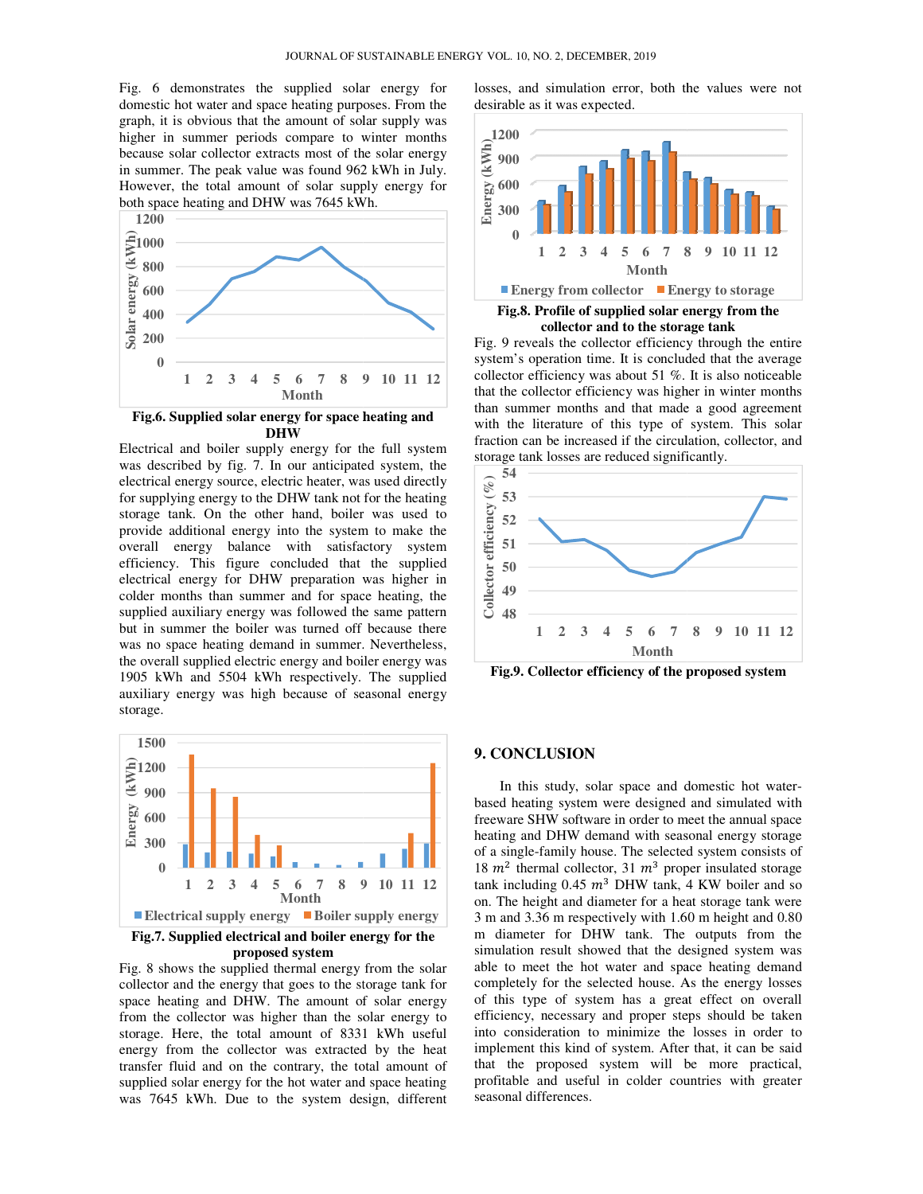Fig. 6 demonstrates the supplied solar energy for domestic hot water and space heating purposes. From the graph, it is obvious that the amount of solar supply was higher in summer periods compare to winter months because solar collector extracts most of the solar energy in summer. The peak value was found 962 kWh in July. However, the total amount of solar supply energy for both space heating and DHW was 7645 kWh.

**Fig.6. Supplied solar energy for space heating and DHW**

Electrical and boiler supply energy for the full system was described by fig. 7. In our anticipated system, the electrical energy source, electric heater, was used directly for supplying energy to the DHW tank not for the heating storage tank. On the other hand, boiler was used to provide additional energy into the system to make the overall energy balance with satisfactory system efficiency. This figure concluded that the supplied electrical energy for DHW preparation was higher in colder months than summer and for space heating, the supplied auxiliary energy was followed the same pattern but in summer the boiler was turned off because there was no space heating demand in summer. Nevertheless, the overall supplied electric energy and boiler energy was 1905 kWh and 5504 kWh respectively. The supplied auxiliary energy was high because of seasonal energy storage.

**Fig.7. Supplied electrical and boiler energy for the proposed system**

Fig. 8 shows the supplied thermal energy from the solar collector and the energy that goes to the storage tank for space heating and DHW. The amount of solar energy from the collector was higher than the solar energy to storage. Here, the total amount of 8331 kWh useful energy from the collector was extracted by the heat transfer fluid and on the contrary, the total amount of supplied solar energy for the hot water and space heating was 7645 kWh. Due to the system design, different losses, and simulation error, both the values were not desirable as it was expected.

**Fig.8. Profile of supplied solar energy from the collector and to the storage tank**

Fig. 9 reveals the collector efficiency through the entire system's operation time. It is concluded that the average collector efficiency was about 51 %. It is also noticeable that the collector efficiency was higher in winter months than summer months and that made a good agreement with the literature of this type of system. This solar fraction can be increased if the circulation, collector, and storage tank losses are reduced significantly.

**Fig.9. Collector efficiency of the proposed system**

## 9. CONCLUSION

In this study, solar space and domestic hot water-based heating system were designed and simulated with freeware SHW software in order to meet the annual space heating and DHW demand with seasonal energy storage of a single-family house. The selected system consists of 18 $m^2$ thermal collector, 31 $m^3$ proper insulated storage tank including 0.45 $m^3$ DHW tank, 4 KW boiler and so on. The height and diameter for a heat storage tank were 3 m and 3.36 m respectively with 1.60 m height and 0.80 m diameter for DHW tank. The outputs from the simulation result showed that the designed system was able to meet the hot water and space heating demand completely for the selected house. As the energy losses of this type of system has a great effect on overall efficiency, necessary and proper steps should be taken into consideration to minimize the losses in order to implement this kind of system. After that, it can be said that the proposed system will be more practical, profitable and useful in colder countries with greater seasonal differences.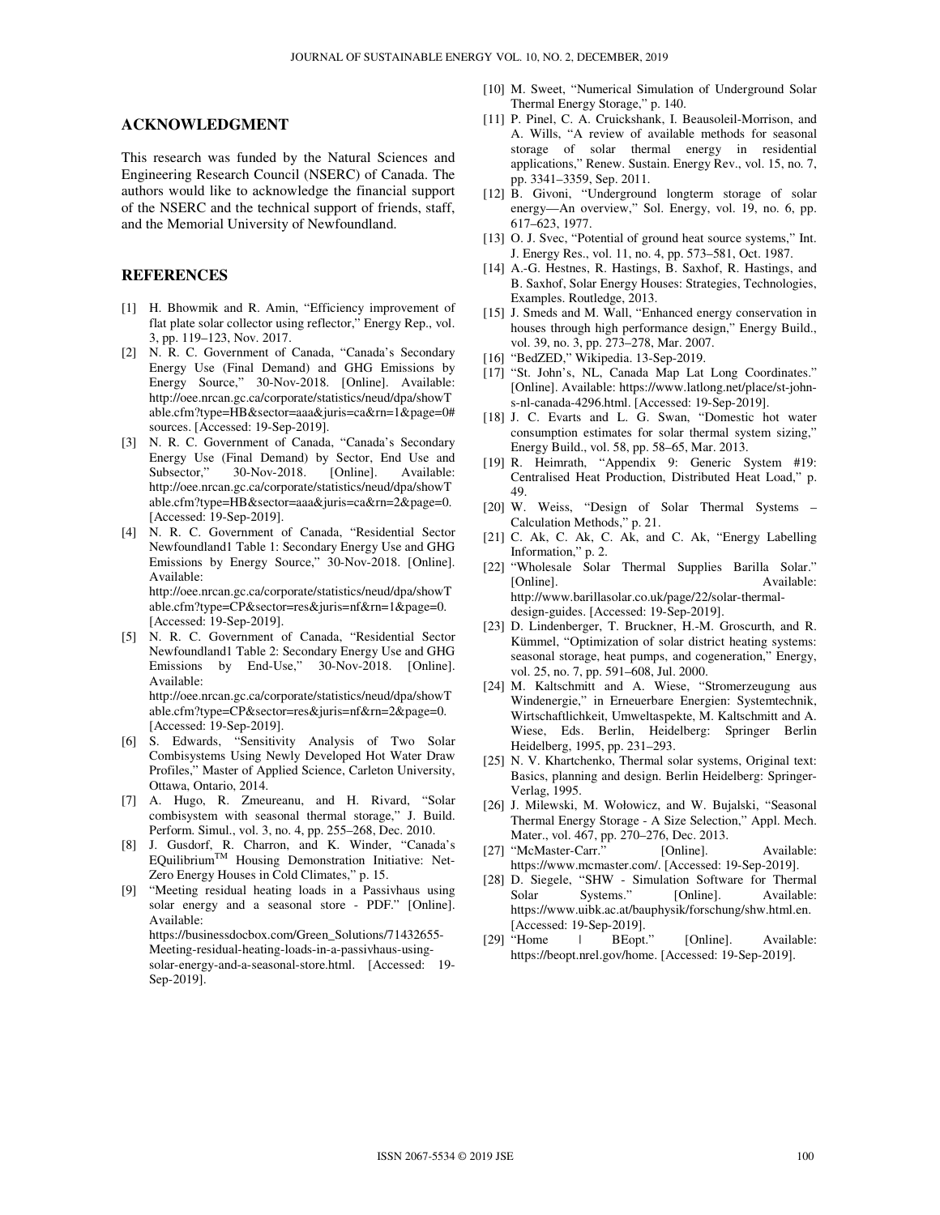## ACKNOWLEDGMENT

This research was funded by the Natural Sciences and Engineering Research Council (NSERC) of Canada. The authors would like to acknowledge the financial support of the NSERC and the technical support of friends, staff, and the Memorial University of Newfoundland.

## REFERENCES

[1] H. Bhowmik and R. Amin, "Efficiency improvement of flat plate solar collector using reflector," Energy Rep., vol. 3, pp. 119–123, Nov. 2017.

[2] N. R. C. Government of Canada, "Canada's Secondary Energy Use (Final Demand) and GHG Emissions by Energy Source," 30-Nov-2018. [Online]. Available: http://oee.nrcan.gc.ca/corporate/statistics/neud/dpa/showTable.cfm?type=HB&sector=aaa&juris=ca&rn=1&page=0#sources. [Accessed: 19-Sep-2019].

[3] N. R. C. Government of Canada, "Canada's Secondary Energy Use (Final Demand) by Sector, End Use and Subsector," 30-Nov-2018. [Online]. Available: http://oee.nrcan.gc.ca/corporate/statistics/neud/dpa/showTable.cfm?type=HB&sector=aaa&juris=ca&rn=2&page=0. [Accessed: 19-Sep-2019].

[4] N. R. C. Government of Canada, "Residential Sector Newfoundland1 Table 1: Secondary Energy Use and GHG Emissions by Energy Source," 30-Nov-2018. [Online]. Available: http://oee.nrcan.gc.ca/corporate/statistics/neud/dpa/showTable.cfm?type=CP&sector=res&juris=nf&rn=1&page=0. [Accessed: 19-Sep-2019].

[5] N. R. C. Government of Canada, "Residential Sector Newfoundland1 Table 2: Secondary Energy Use and GHG Emissions by End-Use," 30-Nov-2018. [Online]. Available: http://oee.nrcan.gc.ca/corporate/statistics/neud/dpa/showTable.cfm?type=CP&sector=res&juris=nf&rn=2&page=0. [Accessed: 19-Sep-2019].

[6] S. Edwards, "Sensitivity Analysis of Two Solar Combisystems Using Newly Developed Hot Water Draw Profiles," Master of Applied Science, Carleton University, Ottawa, Ontario, 2014.

[7] A. Hugo, R. Zmeureanu, and H. Rivard, "Solar combisystem with seasonal thermal storage," J. Build. Perform. Simul., vol. 3, no. 4, pp. 255–268, Dec. 2010.

[8] J. Gusdorf, R. Charron, and K. Winder, "Canada's EQuilibrium™ Housing Demonstration Initiative: Net-Zero Energy Houses in Cold Climates," p. 15.

[9] "Meeting residual heating loads in a Passivhaus using solar energy and a seasonal store - PDF." [Online]. Available: https://businessdocbox.com/Green_Solutions/71432655-Meeting-residual-heating-loads-in-a-passivhaus-using-solar-energy-and-a-seasonal-store.html. [Accessed: 19-Sep-2019].

[10] M. Sweet, "Numerical Simulation of Underground Solar Thermal Energy Storage," p. 140.

[11] P. Pinel, C. A. Cruickshank, I. Beausoleil-Morrison, and A. Wills, "A review of available methods for seasonal storage of solar thermal energy in residential applications," Renew. Sustain. Energy Rev., vol. 15, no. 7, pp. 3341–3359, Sep. 2011.

[12] B. Givoni, "Underground longterm storage of solar energy—An overview," Sol. Energy, vol. 19, no. 6, pp. 617–623, 1977.

[13] O. J. Svec, "Potential of ground heat source systems," Int. J. Energy Res., vol. 11, no. 4, pp. 573–581, Oct. 1987.

[14] A.-G. Hestnes, R. Hastings, B. Saxhof, R. Hastings, and B. Saxhof, Solar Energy Houses: Strategies, Technologies, Examples. Routledge, 2013.

[15] J. Smeds and M. Wall, "Enhanced energy conservation in houses through high performance design," Energy Build., vol. 39, no. 3, pp. 273–278, Mar. 2007.

[16] "BedZED," Wikipedia. 13-Sep-2019.

[17] "St. John's, NL, Canada Map Lat Long Coordinates." [Online]. Available: https://www.latlong.net/place/st-johns-nl-canada-4296.html. [Accessed: 19-Sep-2019].

[18] J. C. Evarts and L. G. Swan, "Domestic hot water consumption estimates for solar thermal system sizing," Energy Build., vol. 58, pp. 58–65, Mar. 2013.

[19] R. Heimrath, "Appendix 9: Generic System #19: Centralised Heat Production, Distributed Heat Load," p. 49.

[20] W. Weiss, "Design of Solar Thermal Systems – Calculation Methods," p. 21.

[21] C. Ak, C. Ak, C. Ak, and C. Ak, "Energy Labelling Information," p. 2.

[22] "Wholesale Solar Thermal Supplies Barilla Solar." [Online]. Available: http://www.barillasolar.co.uk/page/22/solar-thermal-design-guides. [Accessed: 19-Sep-2019].

[23] D. Lindenberger, T. Bruckner, H.-M. Groscurth, and R. Kümmel, "Optimization of solar district heating systems: seasonal storage, heat pumps, and cogeneration," Energy, vol. 25, no. 7, pp. 591–608, Jul. 2000.

[24] M. Kaltschmitt and A. Wiese, "Stromerzeugung aus Windenergie," in Erneuerbare Energien: Systemtechnik, Wirtschaftlichkeit, Umweltaspekte, M. Kaltschmitt and A. Wiese, Eds. Berlin, Heidelberg: Springer Berlin Heidelberg, 1995, pp. 231–293.

[25] N. V. Khartchenko, Thermal solar systems, Original text: Basics, planning and design. Berlin Heidelberg: Springer-Verlag, 1995.

[26] J. Milewski, M. Wołowicz, and W. Bujalski, "Seasonal Thermal Energy Storage - A Size Selection," Appl. Mech. Mater., vol. 467, pp. 270–276, Dec. 2013.

[27] "McMaster-Carr." [Online]. Available: https://www.mcmaster.com/. [Accessed: 19-Sep-2019].

[28] D. Siegele, "SHW - Simulation Software for Thermal Solar Systems." [Online]. Available: https://www.uibk.ac.at/bauphysik/forschung/shw.html.en. [Accessed: 19-Sep-2019].

[29] "Home | BEopt." [Online]. Available: https://beopt.nrel.gov/home. [Accessed: 19-Sep-2019].